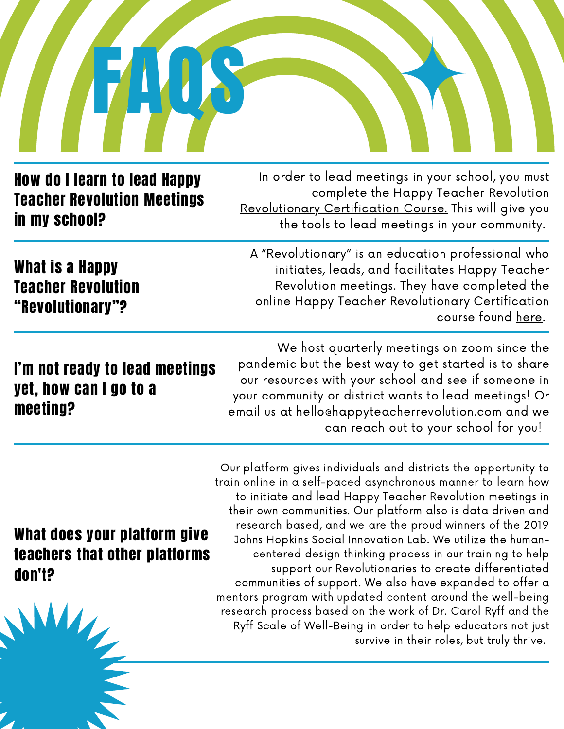# FAQS

### How do I learn to lead Happy Teacher Revolution Meetings in my school?

In order to lead meetings in your school, you must complete the Happy Teacher Revolution Revolutionary Certification Course. This will give you the tools to lead meetings in your community.

### What is a Happy Teacher Revolution "Revolutionary"?

A "Revolutionary" is an education professional who initiates, leads, and facilitates Happy Teacher Revolution meetings. They have completed the online Happy Teacher Revolutionary Certification course found here.

### I'm not ready to lead meetings yet, how can I go to a meeting?

We host quarterly meetings on zoom since the pandemic but the best way to get started is to share our resources with your school and see if someone in your community or district wants to lead meetings! Or email us at hello@happyteacherrevolution.com and we can reach out to your school for you!

### What does your platform give teachers that other platforms don't?

Our platform gives individuals and districts the opportunity to train online in a self-paced asynchronous manner to learn how to initiate and lead Happy Teacher Revolution meetings in their own communities. Our platform also is data driven and research based, and we are the proud winners of the 2019 Johns Hopkins Social Innovation Lab. We utilize the human-centered design thinking process in our training to help support our Revolutionaries to create differentiated communities of support. We also have expanded to offer a mentors program with updated content around the well-being research process based on the work of Dr. Carol Ryff and the Ryff Scale of Well-Being in order to help educators not just survive in their roles, but truly thrive.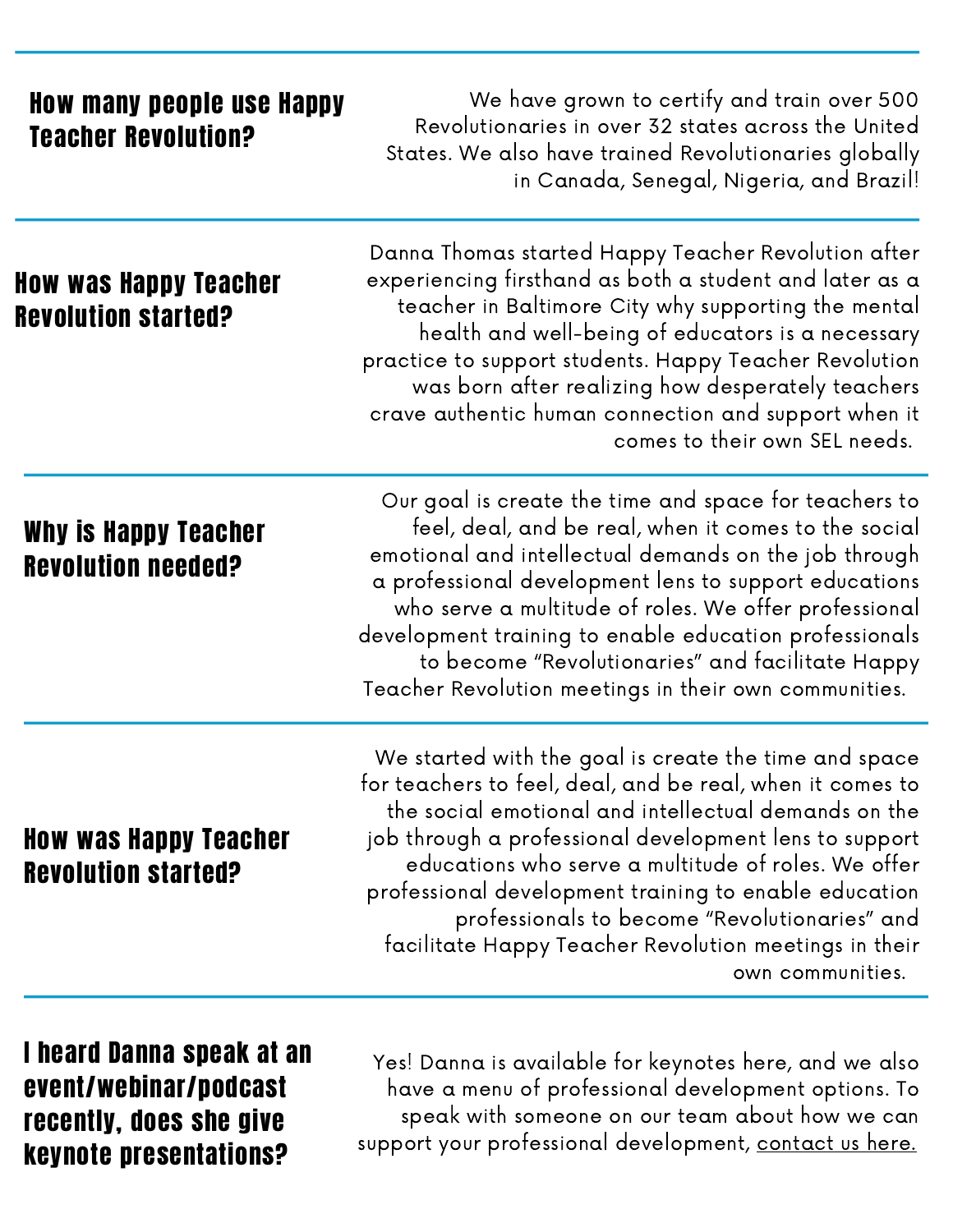### How many people use Happy Teacher Revolution?

We have grown to certify and train over 500 Revolutionaries in over 32 states across the United States. We also have trained Revolutionaries globally in Canada, Senegal, Nigeria, and Brazil!

### How was Happy Teacher Revolution started?

Danna Thomas started Happy Teacher Revolution after experiencing firsthand as both a student and later as a teacher in Baltimore City why supporting the mental health and well-being of educators is a necessary practice to support students. Happy Teacher Revolution was born after realizing how desperately teachers crave authentic human connection and support when it comes to their own SEL needs.

### Why is Happy Teacher Revolution needed?

Our goal is create the time and space for teachers to feel, deal, and be real, when it comes to the social emotional and intellectual demands on the job through a professional development lens to support educations who serve a multitude of roles. We offer professional development training to enable education professionals to become "Revolutionaries" and facilitate Happy Teacher Revolution meetings in their own communities.

### How was Happy Teacher Revolution started?

We started with the goal is create the time and space for teachers to feel, deal, and be real, when it comes to the social emotional and intellectual demands on the job through a professional development lens to support educations who serve a multitude of roles. We offer professional development training to enable education professionals to become "Revolutionaries" and facilitate Happy Teacher Revolution meetings in their own communities.

### I heard Danna speak at an event/webinar/podcast recently, does she give keynote presentations?

Yes! Danna is available for keynotes here, and we also have a menu of professional development options. To speak with someone on our team about how we can support your professional development, contact us here.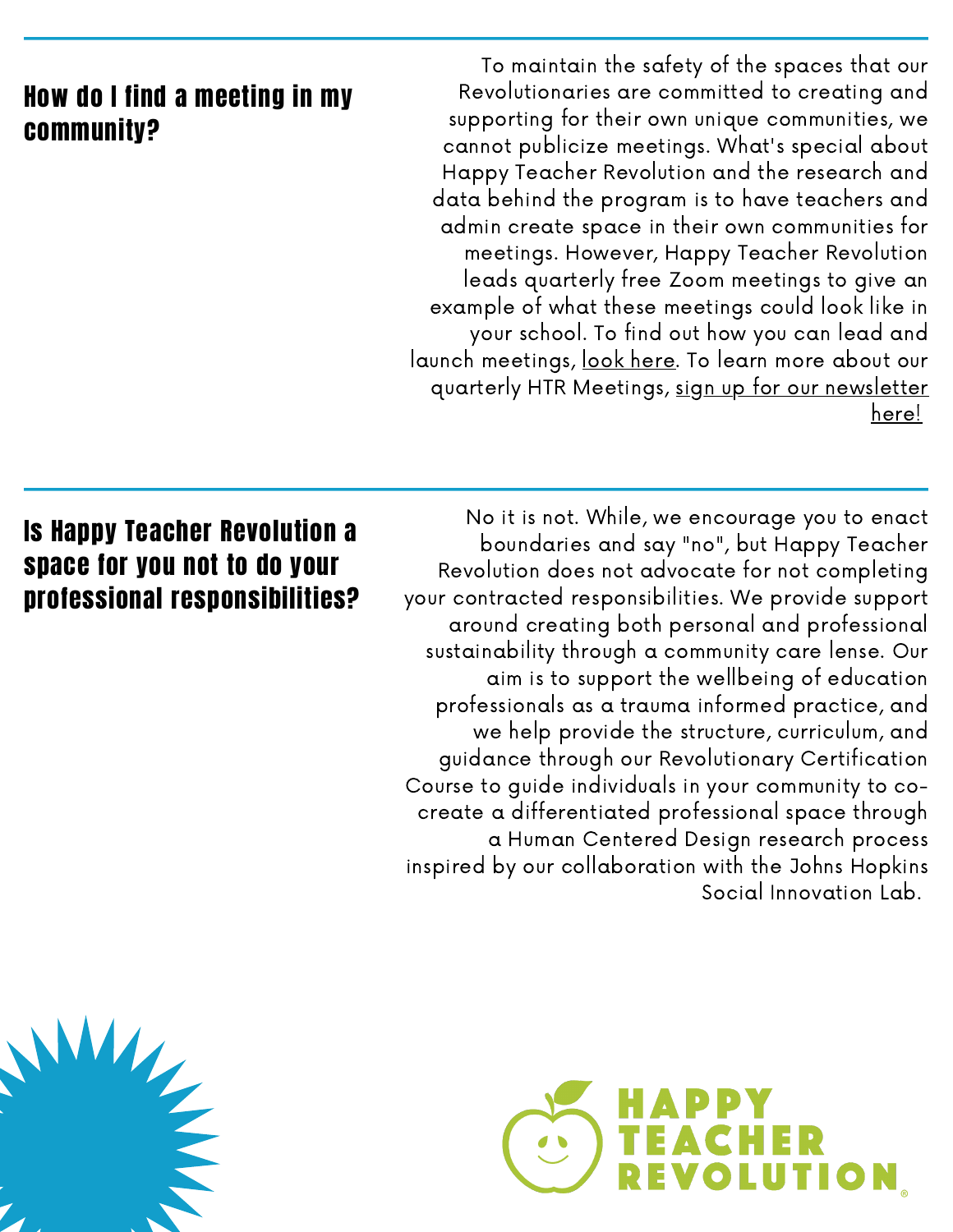## How do I find a meeting in my community?

To maintain the safety of the spaces that our Revolutionaries are committed to creating and supporting for their own unique communities, we cannot publicize meetings. What's special about Happy Teacher Revolution and the research and data behind the program is to have teachers and admin create space in their own communities for meetings. However, Happy Teacher Revolution leads quarterly free Zoom meetings to give an example of what these meetings could look like in your school. To find out how you can lead and launch meetings, look here. To learn more about our quarterly HTR Meetings, sign up for our newsletter here!

## Is Happy Teacher Revolution a space for you not to do your professional responsibilities?

No it is not. While, we encourage you to enact boundaries and say "no", but Happy Teacher Revolution does not advocate for not completing your contracted responsibilities. We provide support around creating both personal and professional sustainability through a community care lense. Our aim is to support the wellbeing of education professionals as a trauma informed practice, and we help provide the structure, curriculum, and guidance through our Revolutionary Certification Course to guide individuals in your community to co-create a differentiated professional space through a Human Centered Design research process inspired by our collaboration with the Johns Hopkins Social Innovation Lab.

HAPPY TEACHER REVOLUTION®